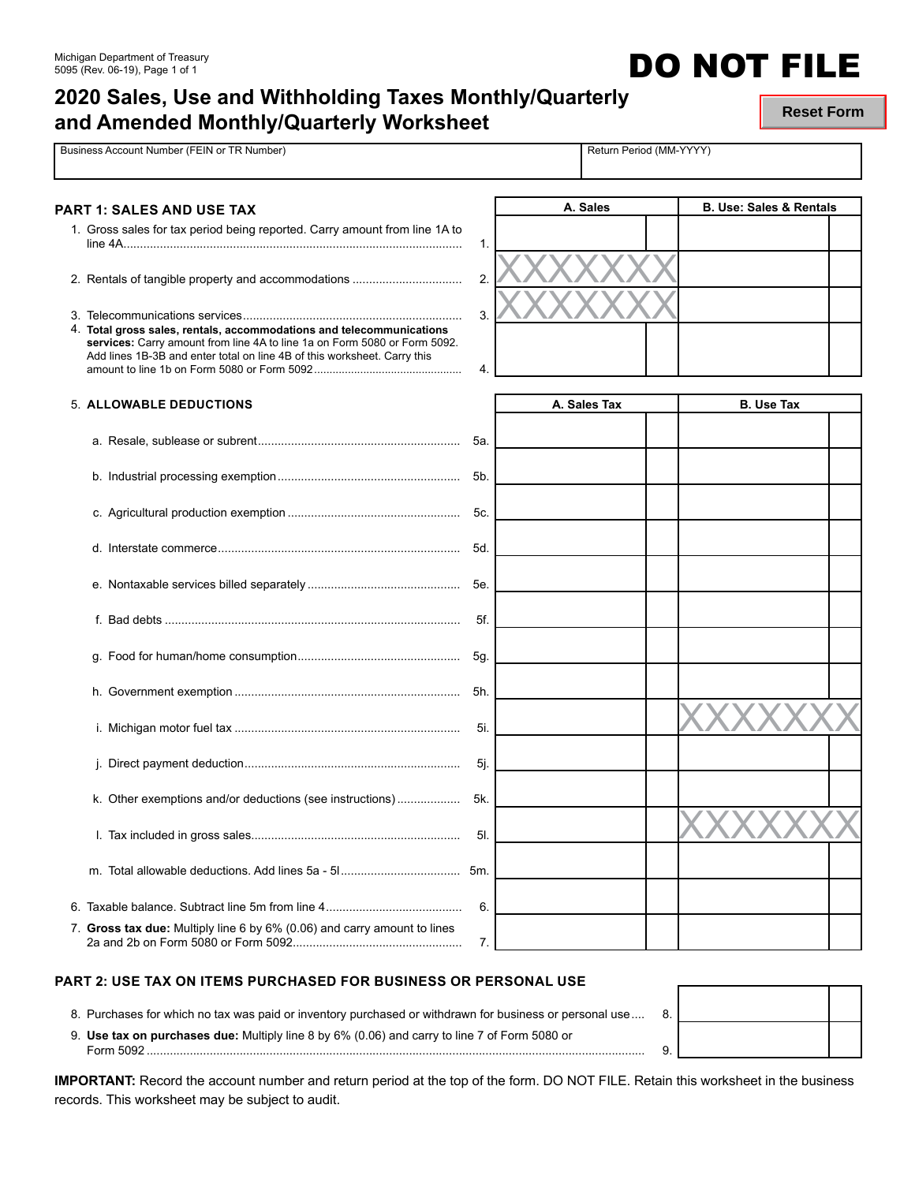Michigan Department of Treasury
5095 (Rev. 06-19), Page 1 of 1

# DO NOT FILE

## 2020 Sales, Use and Withholding Taxes Monthly/Quarterly and Amended Monthly/Quarterly Worksheet

Reset Form

| Business Account Number (FEIN or TR Number) | Return Period (MM-YYYY) |
|---|---|
| | |

### PART 1: SALES AND USE TAX

| | | A. Sales | B. Use: Sales & Rentals |
|---|---|---|---|
| 1. Gross sales for tax period being reported. Carry amount from line 1A to line 4A | 1. | | |
| 2. Rentals of tangible property and accommodations | 2. | XXXXXXX | |
| 3. Telecommunications services | 3. | XXXXXXX | |
| 4. **Total gross sales, rentals, accommodations and telecommunications services:** Carry amount from line 4A to line 1a on Form 5080 or Form 5092. Add lines 1B-3B and enter total on line 4B of this worksheet. Carry this amount to line 1b on Form 5080 or Form 5092 | 4. | | |

| 5. **ALLOWABLE DEDUCTIONS** | | A. Sales Tax | B. Use Tax |
|---|---|---|---|
| a. Resale, sublease or subrent | 5a. | | |
| b. Industrial processing exemption | 5b. | | |
| c. Agricultural production exemption | 5c. | | |
| d. Interstate commerce | 5d. | | |
| e. Nontaxable services billed separately | 5e. | | |
| f. Bad debts | 5f. | | |
| g. Food for human/home consumption | 5g. | | |
| h. Government exemption | 5h. | | |
| i. Michigan motor fuel tax | 5i. | | XXXXXXX |
| j. Direct payment deduction | 5j. | | |
| k. Other exemptions and/or deductions (see instructions) | 5k. | | |
| l. Tax included in gross sales | 5l. | | XXXXXXX |
| m. Total allowable deductions. Add lines 5a - 5l | 5m. | | |
| 6. Taxable balance. Subtract line 5m from line 4 | 6. | | |
| 7. **Gross tax due:** Multiply line 6 by 6% (0.06) and carry amount to lines 2a and 2b on Form 5080 or Form 5092 | 7. | | |

### PART 2: USE TAX ON ITEMS PURCHASED FOR BUSINESS OR PERSONAL USE

| | | |
|---|---|---|
| 8. Purchases for which no tax was paid or inventory purchased or withdrawn for business or personal use | 8. | |
| 9. **Use tax on purchases due:** Multiply line 8 by 6% (0.06) and carry to line 7 of Form 5080 or Form 5092 | 9. | |

**IMPORTANT:** Record the account number and return period at the top of the form. DO NOT FILE. Retain this worksheet in the business records. This worksheet may be subject to audit.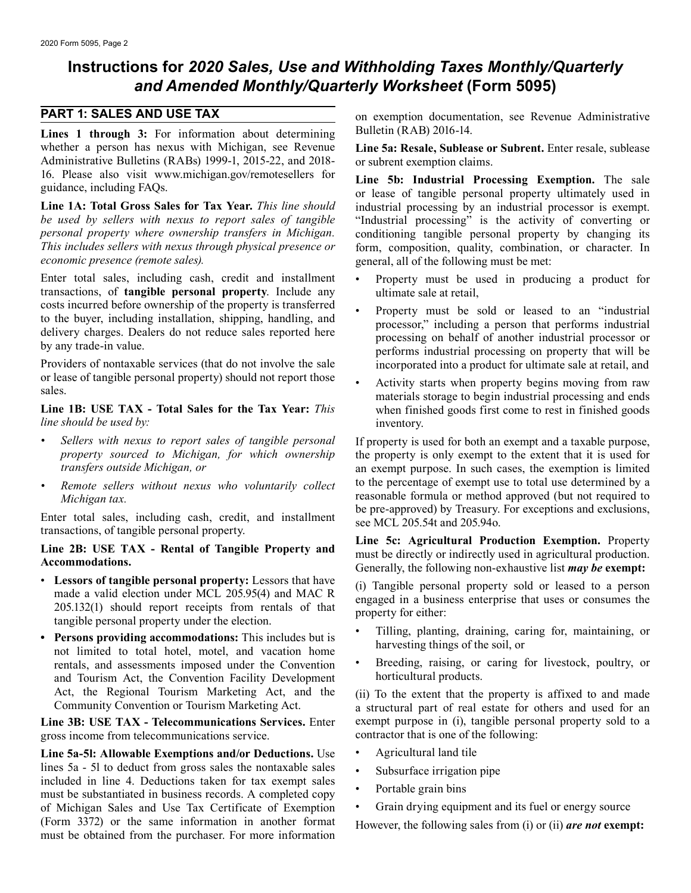# Instructions for *2020 Sales, Use and Withholding Taxes Monthly/Quarterly and Amended Monthly/Quarterly Worksheet* (Form 5095)

## PART 1: SALES AND USE TAX

**Lines 1 through 3:** For information about determining whether a person has nexus with Michigan, see Revenue Administrative Bulletins (RABs) 1999-1, 2015-22, and 2018-16. Please also visit www.michigan.gov/remotesellers for guidance, including FAQs.

**Line 1A: Total Gross Sales for Tax Year.** *This line should be used by sellers with nexus to report sales of tangible personal property where ownership transfers in Michigan. This includes sellers with nexus through physical presence or economic presence (remote sales).*

Enter total sales, including cash, credit and installment transactions, of **tangible personal property**. Include any costs incurred before ownership of the property is transferred to the buyer, including installation, shipping, handling, and delivery charges. Dealers do not reduce sales reported here by any trade-in value.

Providers of nontaxable services (that do not involve the sale or lease of tangible personal property) should not report those sales.

**Line 1B: USE TAX - Total Sales for the Tax Year:** *This line should be used by:*

- *Sellers with nexus to report sales of tangible personal property sourced to Michigan, for which ownership transfers outside Michigan, or*
- *Remote sellers without nexus who voluntarily collect Michigan tax.*

Enter total sales, including cash, credit, and installment transactions, of tangible personal property.

**Line 2B: USE TAX - Rental of Tangible Property and Accommodations.**

- **Lessors of tangible personal property:** Lessors that have made a valid election under MCL 205.95(4) and MAC R 205.132(1) should report receipts from rentals of that tangible personal property under the election.
- **Persons providing accommodations:** This includes but is not limited to total hotel, motel, and vacation home rentals, and assessments imposed under the Convention and Tourism Act, the Convention Facility Development Act, the Regional Tourism Marketing Act, and the Community Convention or Tourism Marketing Act.

**Line 3B: USE TAX - Telecommunications Services.** Enter gross income from telecommunications service.

**Line 5a-5l: Allowable Exemptions and/or Deductions.** Use lines 5a - 5l to deduct from gross sales the nontaxable sales included in line 4. Deductions taken for tax exempt sales must be substantiated in business records. A completed copy of Michigan Sales and Use Tax Certificate of Exemption (Form 3372) or the same information in another format must be obtained from the purchaser. For more information on exemption documentation, see Revenue Administrative Bulletin (RAB) 2016-14.

**Line 5a: Resale, Sublease or Subrent.** Enter resale, sublease or subrent exemption claims.

**Line 5b: Industrial Processing Exemption.** The sale or lease of tangible personal property ultimately used in industrial processing by an industrial processor is exempt. "Industrial processing" is the activity of converting or conditioning tangible personal property by changing its form, composition, quality, combination, or character. In general, all of the following must be met:

- Property must be used in producing a product for ultimate sale at retail,
- Property must be sold or leased to an "industrial processor," including a person that performs industrial processing on behalf of another industrial processor or performs industrial processing on property that will be incorporated into a product for ultimate sale at retail, and
- Activity starts when property begins moving from raw materials storage to begin industrial processing and ends when finished goods first come to rest in finished goods inventory.

If property is used for both an exempt and a taxable purpose, the property is only exempt to the extent that it is used for an exempt purpose. In such cases, the exemption is limited to the percentage of exempt use to total use determined by a reasonable formula or method approved (but not required to be pre-approved) by Treasury. For exceptions and exclusions, see MCL 205.54t and 205.94o.

**Line 5c: Agricultural Production Exemption.** Property must be directly or indirectly used in agricultural production. Generally, the following non-exhaustive list ***may be*** **exempt:**

(i) Tangible personal property sold or leased to a person engaged in a business enterprise that uses or consumes the property for either:

- Tilling, planting, draining, caring for, maintaining, or harvesting things of the soil, or
- Breeding, raising, or caring for livestock, poultry, or horticultural products.

(ii) To the extent that the property is affixed to and made a structural part of real estate for others and used for an exempt purpose in (i), tangible personal property sold to a contractor that is one of the following:

- Agricultural land tile
- Subsurface irrigation pipe
- Portable grain bins
- Grain drying equipment and its fuel or energy source

However, the following sales from (i) or (ii) ***are not*** **exempt:**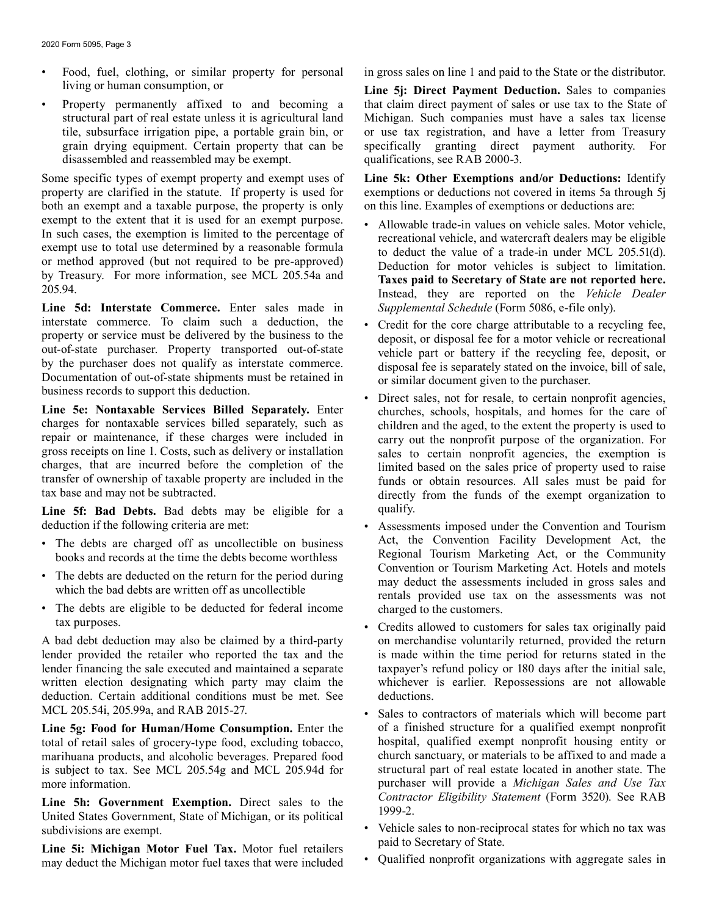- Food, fuel, clothing, or similar property for personal living or human consumption, or
- Property permanently affixed to and becoming a structural part of real estate unless it is agricultural land tile, subsurface irrigation pipe, a portable grain bin, or grain drying equipment. Certain property that can be disassembled and reassembled may be exempt.

Some specific types of exempt property and exempt uses of property are clarified in the statute. If property is used for both an exempt and a taxable purpose, the property is only exempt to the extent that it is used for an exempt purpose. In such cases, the exemption is limited to the percentage of exempt use to total use determined by a reasonable formula or method approved (but not required to be pre-approved) by Treasury. For more information, see MCL 205.54a and 205.94.

**Line 5d: Interstate Commerce.** Enter sales made in interstate commerce. To claim such a deduction, the property or service must be delivered by the business to the out-of-state purchaser. Property transported out-of-state by the purchaser does not qualify as interstate commerce. Documentation of out-of-state shipments must be retained in business records to support this deduction.

**Line 5e: Nontaxable Services Billed Separately.** Enter charges for nontaxable services billed separately, such as repair or maintenance, if these charges were included in gross receipts on line 1. Costs, such as delivery or installation charges, that are incurred before the completion of the transfer of ownership of taxable property are included in the tax base and may not be subtracted.

**Line 5f: Bad Debts.** Bad debts may be eligible for a deduction if the following criteria are met:

- The debts are charged off as uncollectible on business books and records at the time the debts become worthless
- The debts are deducted on the return for the period during which the bad debts are written off as uncollectible
- The debts are eligible to be deducted for federal income tax purposes.

A bad debt deduction may also be claimed by a third-party lender provided the retailer who reported the tax and the lender financing the sale executed and maintained a separate written election designating which party may claim the deduction. Certain additional conditions must be met. See MCL 205.54i, 205.99a, and RAB 2015-27.

**Line 5g: Food for Human/Home Consumption.** Enter the total of retail sales of grocery-type food, excluding tobacco, marihuana products, and alcoholic beverages. Prepared food is subject to tax. See MCL 205.54g and MCL 205.94d for more information.

**Line 5h: Government Exemption.** Direct sales to the United States Government, State of Michigan, or its political subdivisions are exempt.

**Line 5i: Michigan Motor Fuel Tax.** Motor fuel retailers may deduct the Michigan motor fuel taxes that were included in gross sales on line 1 and paid to the State or the distributor.

**Line 5j: Direct Payment Deduction.** Sales to companies that claim direct payment of sales or use tax to the State of Michigan. Such companies must have a sales tax license or use tax registration, and have a letter from Treasury specifically granting direct payment authority. For qualifications, see RAB 2000-3.

**Line 5k: Other Exemptions and/or Deductions:** Identify exemptions or deductions not covered in items 5a through 5j on this line. Examples of exemptions or deductions are:

- Allowable trade-in values on vehicle sales. Motor vehicle, recreational vehicle, and watercraft dealers may be eligible to deduct the value of a trade-in under MCL 205.51(d). Deduction for motor vehicles is subject to limitation. **Taxes paid to Secretary of State are not reported here.** Instead, they are reported on the *Vehicle Dealer Supplemental Schedule* (Form 5086, e-file only).
- Credit for the core charge attributable to a recycling fee, deposit, or disposal fee for a motor vehicle or recreational vehicle part or battery if the recycling fee, deposit, or disposal fee is separately stated on the invoice, bill of sale, or similar document given to the purchaser.
- Direct sales, not for resale, to certain nonprofit agencies, churches, schools, hospitals, and homes for the care of children and the aged, to the extent the property is used to carry out the nonprofit purpose of the organization. For sales to certain nonprofit agencies, the exemption is limited based on the sales price of property used to raise funds or obtain resources. All sales must be paid for directly from the funds of the exempt organization to qualify.
- Assessments imposed under the Convention and Tourism Act, the Convention Facility Development Act, the Regional Tourism Marketing Act, or the Community Convention or Tourism Marketing Act. Hotels and motels may deduct the assessments included in gross sales and rentals provided use tax on the assessments was not charged to the customers.
- Credits allowed to customers for sales tax originally paid on merchandise voluntarily returned, provided the return is made within the time period for returns stated in the taxpayer's refund policy or 180 days after the initial sale, whichever is earlier. Repossessions are not allowable deductions.
- Sales to contractors of materials which will become part of a finished structure for a qualified exempt nonprofit hospital, qualified exempt nonprofit housing entity or church sanctuary, or materials to be affixed to and made a structural part of real estate located in another state. The purchaser will provide a *Michigan Sales and Use Tax Contractor Eligibility Statement* (Form 3520). See RAB 1999-2.
- Vehicle sales to non-reciprocal states for which no tax was paid to Secretary of State.
- Qualified nonprofit organizations with aggregate sales in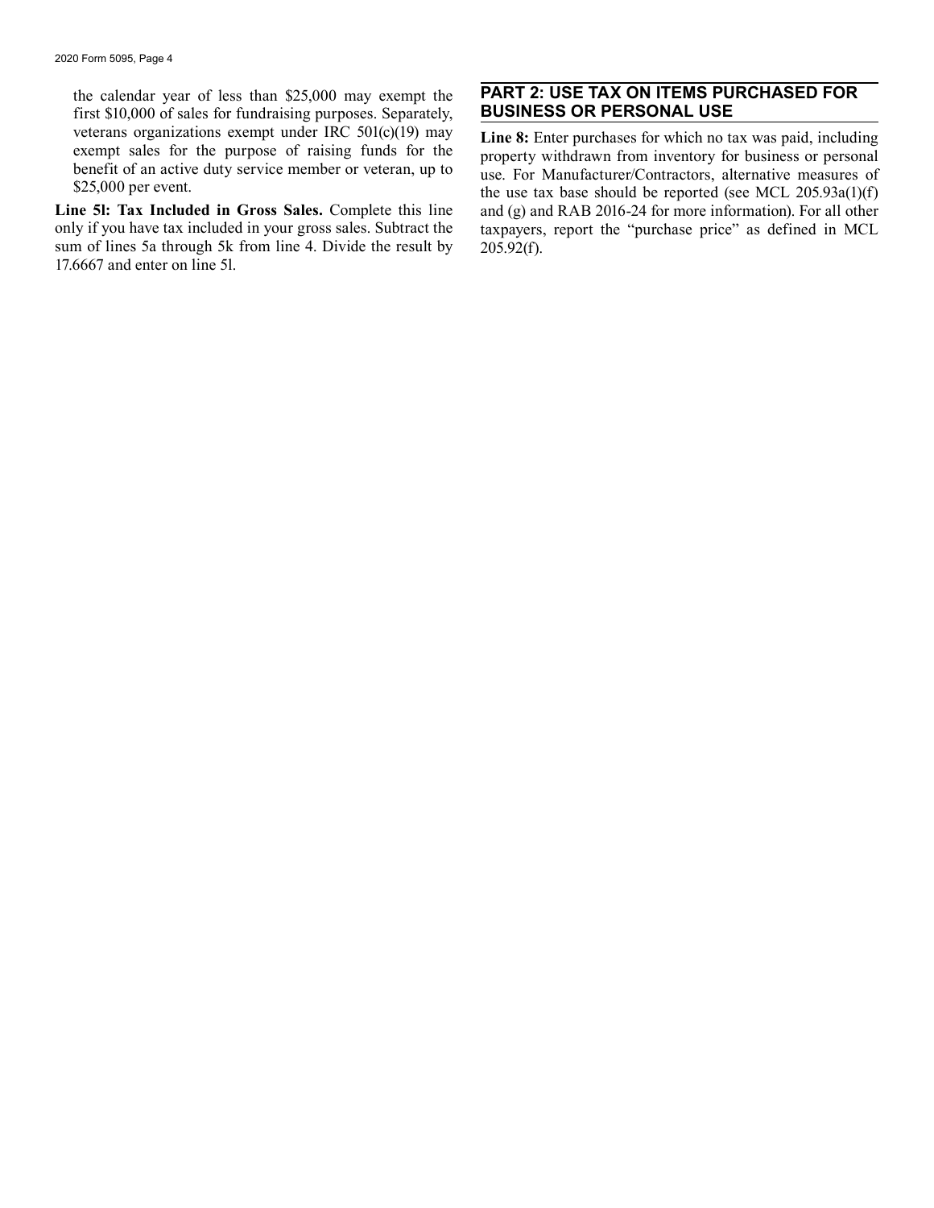the calendar year of less than $25,000 may exempt the first $10,000 of sales for fundraising purposes. Separately, veterans organizations exempt under IRC 501(c)(19) may exempt sales for the purpose of raising funds for the benefit of an active duty service member or veteran, up to $25,000 per event.

**Line 5l: Tax Included in Gross Sales.** Complete this line only if you have tax included in your gross sales. Subtract the sum of lines 5a through 5k from line 4. Divide the result by 17.6667 and enter on line 5l.

## PART 2: USE TAX ON ITEMS PURCHASED FOR BUSINESS OR PERSONAL USE

**Line 8:** Enter purchases for which no tax was paid, including property withdrawn from inventory for business or personal use. For Manufacturer/Contractors, alternative measures of the use tax base should be reported (see MCL 205.93a(1)(f) and (g) and RAB 2016-24 for more information). For all other taxpayers, report the "purchase price" as defined in MCL 205.92(f).